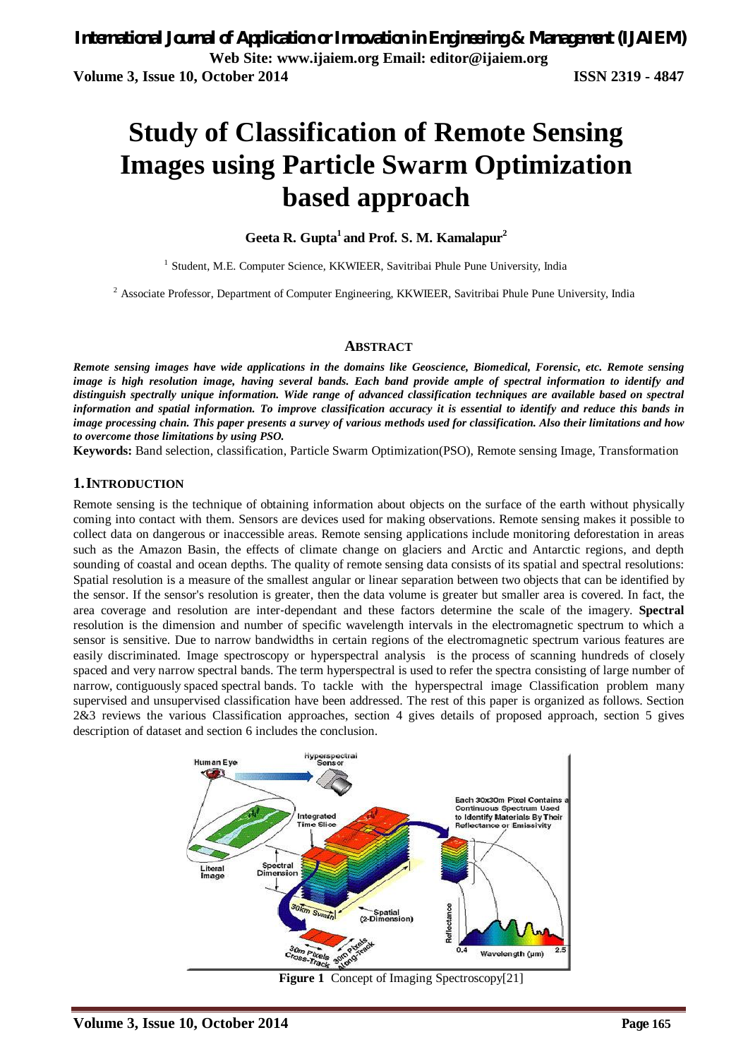# Study of Classification of Remote Sensing Images using Particle Swarm Optimization based approach

**Geeta R. Gupta[1] and Prof. S. M. Kamalapur[2]**

[1] Student, M.E. Computer Science, KKWIEER, Savitribai Phule Pune University, India

[2] Associate Professor, Department of Computer Engineering, KKWIEER, Savitribai Phule Pune University, India

## ABSTRACT

***Remote sensing images have wide applications in the domains like Geoscience, Biomedical, Forensic, etc. Remote sensing image is high resolution image, having several bands. Each band provide ample of spectral information to identify and distinguish spectrally unique information. Wide range of advanced classification techniques are available based on spectral information and spatial information. To improve classification accuracy it is essential to identify and reduce this bands in image processing chain. This paper presents a survey of various methods used for classification. Also their limitations and how to overcome those limitations by using PSO.***

**Keywords:** Band selection, classification, Particle Swarm Optimization(PSO), Remote sensing Image, Transformation

## 1. INTRODUCTION

Remote sensing is the technique of obtaining information about objects on the surface of the earth without physically coming into contact with them. Sensors are devices used for making observations. Remote sensing makes it possible to collect data on dangerous or inaccessible areas. Remote sensing applications include monitoring deforestation in areas such as the Amazon Basin, the effects of climate change on glaciers and Arctic and Antarctic regions, and depth sounding of coastal and ocean depths. The quality of remote sensing data consists of its spatial and spectral resolutions: Spatial resolution is a measure of the smallest angular or linear separation between two objects that can be identified by the sensor. If the sensor's resolution is greater, then the data volume is greater but smaller area is covered. In fact, the area coverage and resolution are inter-dependant and these factors determine the scale of the imagery. **Spectral** resolution is the dimension and number of specific wavelength intervals in the electromagnetic spectrum to which a sensor is sensitive. Due to narrow bandwidths in certain regions of the electromagnetic spectrum various features are easily discriminated. Image spectroscopy or hyperspectral analysis is the process of scanning hundreds of closely spaced and very narrow spectral bands. The term hyperspectral is used to refer the spectra consisting of large number of narrow, contiguously spaced spectral bands. To tackle with the hyperspectral image Classification problem many supervised and unsupervised classification have been addressed. The rest of this paper is organized as follows. Section 2&3 reviews the various Classification approaches, section 4 gives details of proposed approach, section 5 gives description of dataset and section 6 includes the conclusion.

**Figure 1** Concept of Imaging Spectroscopy[21]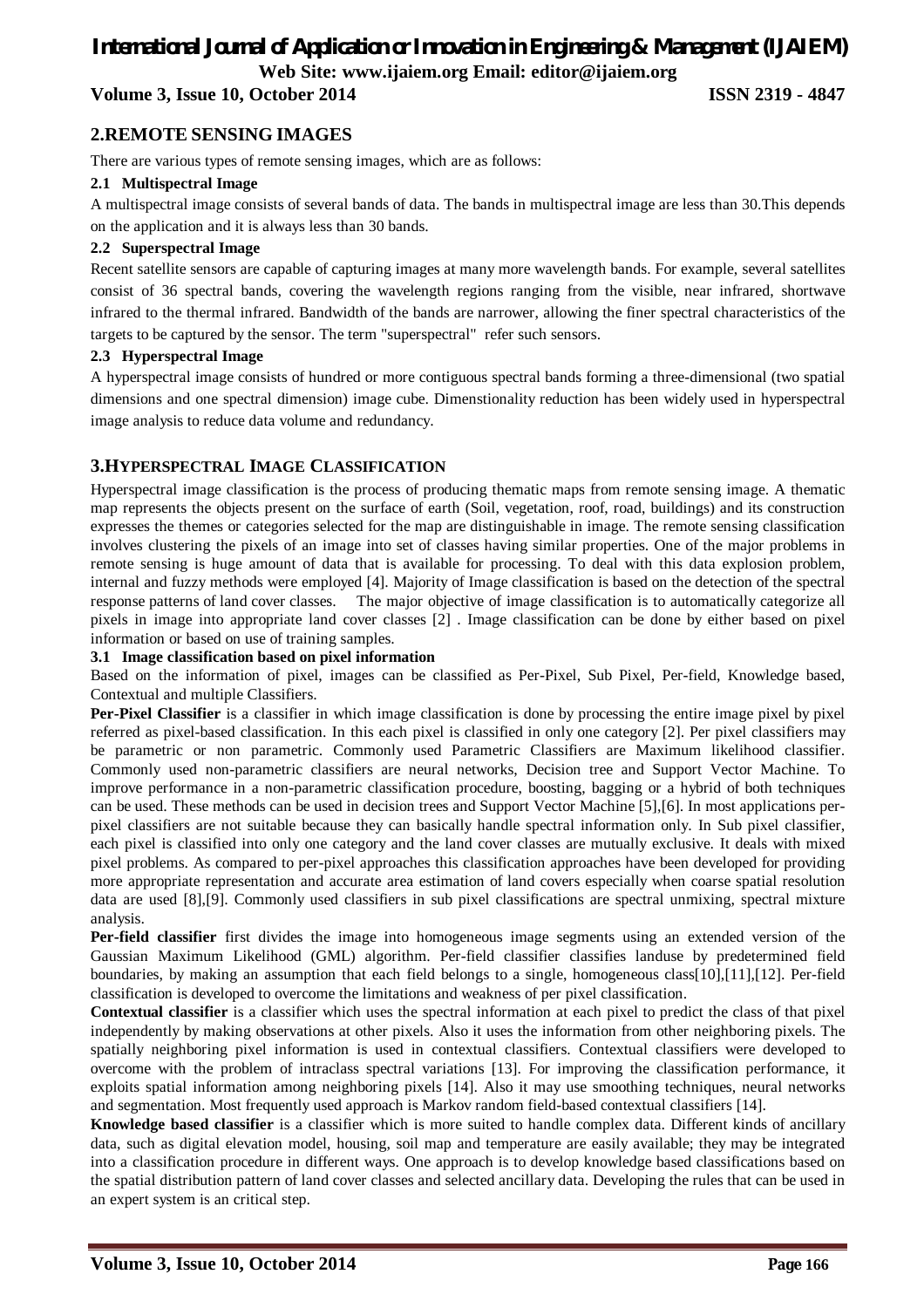## 2.REMOTE SENSING IMAGES

There are various types of remote sensing images, which are as follows:

### 2.1 Multispectral Image

A multispectral image consists of several bands of data. The bands in multispectral image are less than 30.This depends on the application and it is always less than 30 bands.

### 2.2 Superspectral Image

Recent satellite sensors are capable of capturing images at many more wavelength bands. For example, several satellites consist of 36 spectral bands, covering the wavelength regions ranging from the visible, near infrared, shortwave infrared to the thermal infrared. Bandwidth of the bands are narrower, allowing the finer spectral characteristics of the targets to be captured by the sensor. The term "superspectral" refer such sensors.

### 2.3 Hyperspectral Image

A hyperspectral image consists of hundred or more contiguous spectral bands forming a three-dimensional (two spatial dimensions and one spectral dimension) image cube. Dimenstionality reduction has been widely used in hyperspectral image analysis to reduce data volume and redundancy.

## 3.HYPERSPECTRAL IMAGE CLASSIFICATION

Hyperspectral image classification is the process of producing thematic maps from remote sensing image. A thematic map represents the objects present on the surface of earth (Soil, vegetation, roof, road, buildings) and its construction expresses the themes or categories selected for the map are distinguishable in image. The remote sensing classification involves clustering the pixels of an image into set of classes having similar properties. One of the major problems in remote sensing is huge amount of data that is available for processing. To deal with this data explosion problem, internal and fuzzy methods were employed [4]. Majority of Image classification is based on the detection of the spectral response patterns of land cover classes. The major objective of image classification is to automatically categorize all pixels in image into appropriate land cover classes [2] . Image classification can be done by either based on pixel information or based on use of training samples.

### 3.1 Image classification based on pixel information

Based on the information of pixel, images can be classified as Per-Pixel, Sub Pixel, Per-field, Knowledge based, Contextual and multiple Classifiers.

**Per-Pixel Classifier** is a classifier in which image classification is done by processing the entire image pixel by pixel referred as pixel-based classification. In this each pixel is classified in only one category [2]. Per pixel classifiers may be parametric or non parametric. Commonly used Parametric Classifiers are Maximum likelihood classifier. Commonly used non-parametric classifiers are neural networks, Decision tree and Support Vector Machine. To improve performance in a non-parametric classification procedure, boosting, bagging or a hybrid of both techniques can be used. These methods can be used in decision trees and Support Vector Machine [5],[6]. In most applications per-pixel classifiers are not suitable because they can basically handle spectral information only. In Sub pixel classifier, each pixel is classified into only one category and the land cover classes are mutually exclusive. It deals with mixed pixel problems. As compared to per-pixel approaches this classification approaches have been developed for providing more appropriate representation and accurate area estimation of land covers especially when coarse spatial resolution data are used [8],[9]. Commonly used classifiers in sub pixel classifications are spectral unmixing, spectral mixture analysis.

**Per-field classifier** first divides the image into homogeneous image segments using an extended version of the Gaussian Maximum Likelihood (GML) algorithm. Per-field classifier classifies landuse by predetermined field boundaries, by making an assumption that each field belongs to a single, homogeneous class[10],[11],[12]. Per-field classification is developed to overcome the limitations and weakness of per pixel classification.

**Contextual classifier** is a classifier which uses the spectral information at each pixel to predict the class of that pixel independently by making observations at other pixels. Also it uses the information from other neighboring pixels. The spatially neighboring pixel information is used in contextual classifiers. Contextual classifiers were developed to overcome with the problem of intraclass spectral variations [13]. For improving the classification performance, it exploits spatial information among neighboring pixels [14]. Also it may use smoothing techniques, neural networks and segmentation. Most frequently used approach is Markov random field-based contextual classifiers [14].

**Knowledge based classifier** is a classifier which is more suited to handle complex data. Different kinds of ancillary data, such as digital elevation model, housing, soil map and temperature are easily available; they may be integrated into a classification procedure in different ways. One approach is to develop knowledge based classifications based on the spatial distribution pattern of land cover classes and selected ancillary data. Developing the rules that can be used in an expert system is an critical step.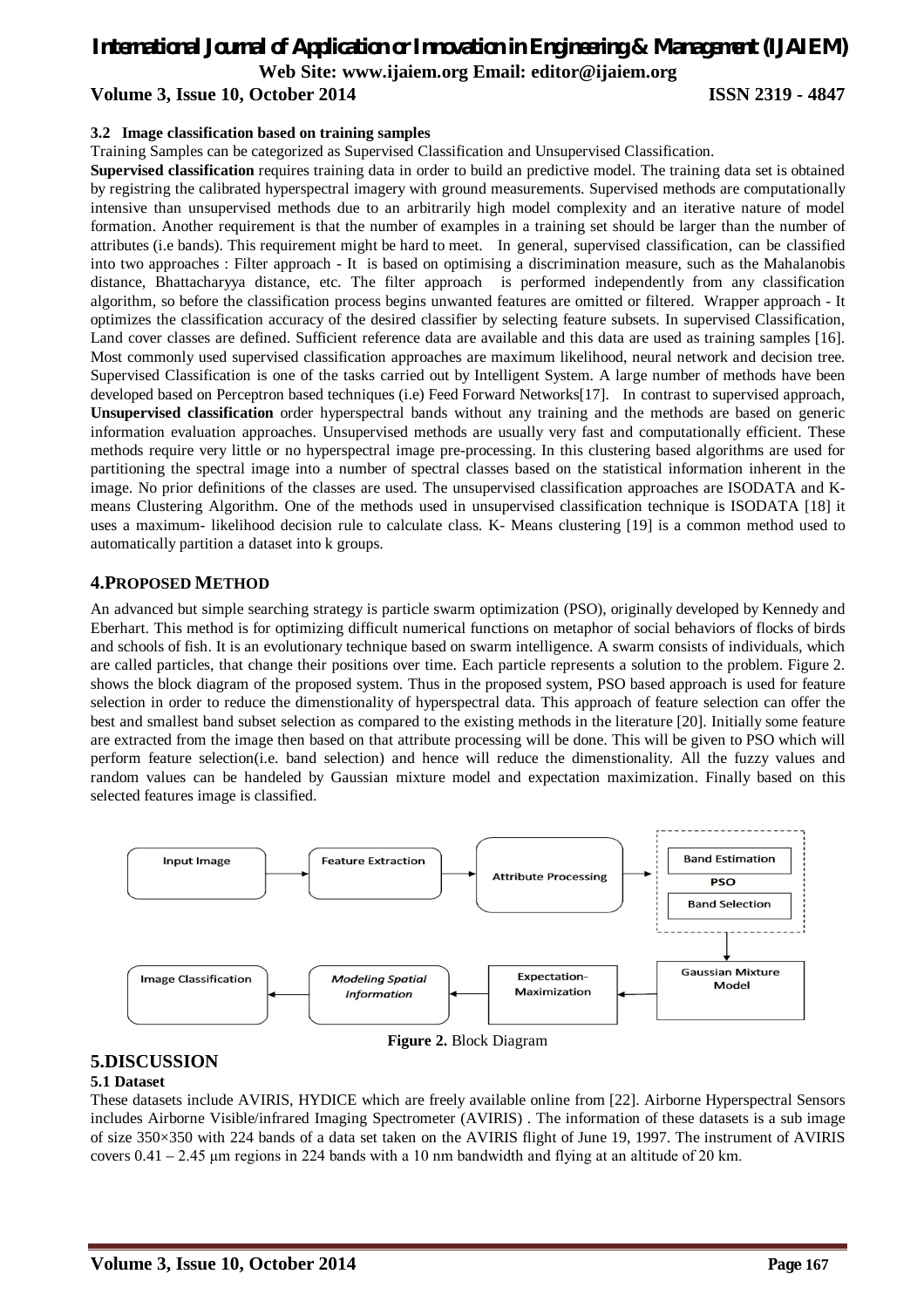### 3.2 Image classification based on training samples

Training Samples can be categorized as Supervised Classification and Unsupervised Classification.

**Supervised classification** requires training data in order to build an predictive model. The training data set is obtained by registring the calibrated hyperspectral imagery with ground measurements. Supervised methods are computationally intensive than unsupervised methods due to an arbitrarily high model complexity and an iterative nature of model formation. Another requirement is that the number of examples in a training set should be larger than the number of attributes (i.e bands). This requirement might be hard to meet. In general, supervised classification, can be classified into two approaches : Filter approach - It is based on optimising a discrimination measure, such as the Mahalanobis distance, Bhattacharyya distance, etc. The filter approach is performed independently from any classification algorithm, so before the classification process begins unwanted features are omitted or filtered. Wrapper approach - It optimizes the classification accuracy of the desired classifier by selecting feature subsets. In supervised Classification, Land cover classes are defined. Sufficient reference data are available and this data are used as training samples [16]. Most commonly used supervised classification approaches are maximum likelihood, neural network and decision tree. Supervised Classification is one of the tasks carried out by Intelligent System. A large number of methods have been developed based on Perceptron based techniques (i.e) Feed Forward Networks[17]. In contrast to supervised approach, **Unsupervised classification** order hyperspectral bands without any training and the methods are based on generic information evaluation approaches. Unsupervised methods are usually very fast and computationally efficient. These methods require very little or no hyperspectral image pre-processing. In this clustering based algorithms are used for partitioning the spectral image into a number of spectral classes based on the statistical information inherent in the image. No prior definitions of the classes are used. The unsupervised classification approaches are ISODATA and K-means Clustering Algorithm. One of the methods used in unsupervised classification technique is ISODATA [18] it uses a maximum- likelihood decision rule to calculate class. K- Means clustering [19] is a common method used to automatically partition a dataset into k groups.

## 4.PROPOSED METHOD

An advanced but simple searching strategy is particle swarm optimization (PSO), originally developed by Kennedy and Eberhart. This method is for optimizing difficult numerical functions on metaphor of social behaviors of flocks of birds and schools of fish. It is an evolutionary technique based on swarm intelligence. A swarm consists of individuals, which are called particles, that change their positions over time. Each particle represents a solution to the problem. Figure 2. shows the block diagram of the proposed system. Thus in the proposed system, PSO based approach is used for feature selection in order to reduce the dimenstionality of hyperspectral data. This approach of feature selection can offer the best and smallest band subset selection as compared to the existing methods in the literature [20]. Initially some feature are extracted from the image then based on that attribute processing will be done. This will be given to PSO which will perform feature selection(i.e. band selection) and hence will reduce the dimenstionality. All the fuzzy values and random values can be handeled by Gaussian mixture model and expectation maximization. Finally based on this selected features image is classified.

Input Image → Feature Extraction → Attribute Processing → PSO (Band Estimation, Band Selection) → Gaussian Mixture Model → Expectation-Maximization → *Modeling Spatial Information* → Image Classification

**Figure 2.** Block Diagram

## 5.DISCUSSION

### 5.1 Dataset

These datasets include AVIRIS, HYDICE which are freely available online from [22]. Airborne Hyperspectral Sensors includes Airborne Visible/infrared Imaging Spectrometer (AVIRIS) . The information of these datasets is a sub image of size 350×350 with 224 bands of a data set taken on the AVIRIS flight of June 19, 1997. The instrument of AVIRIS covers 0.41 – 2.45 μm regions in 224 bands with a 10 nm bandwidth and flying at an altitude of 20 km.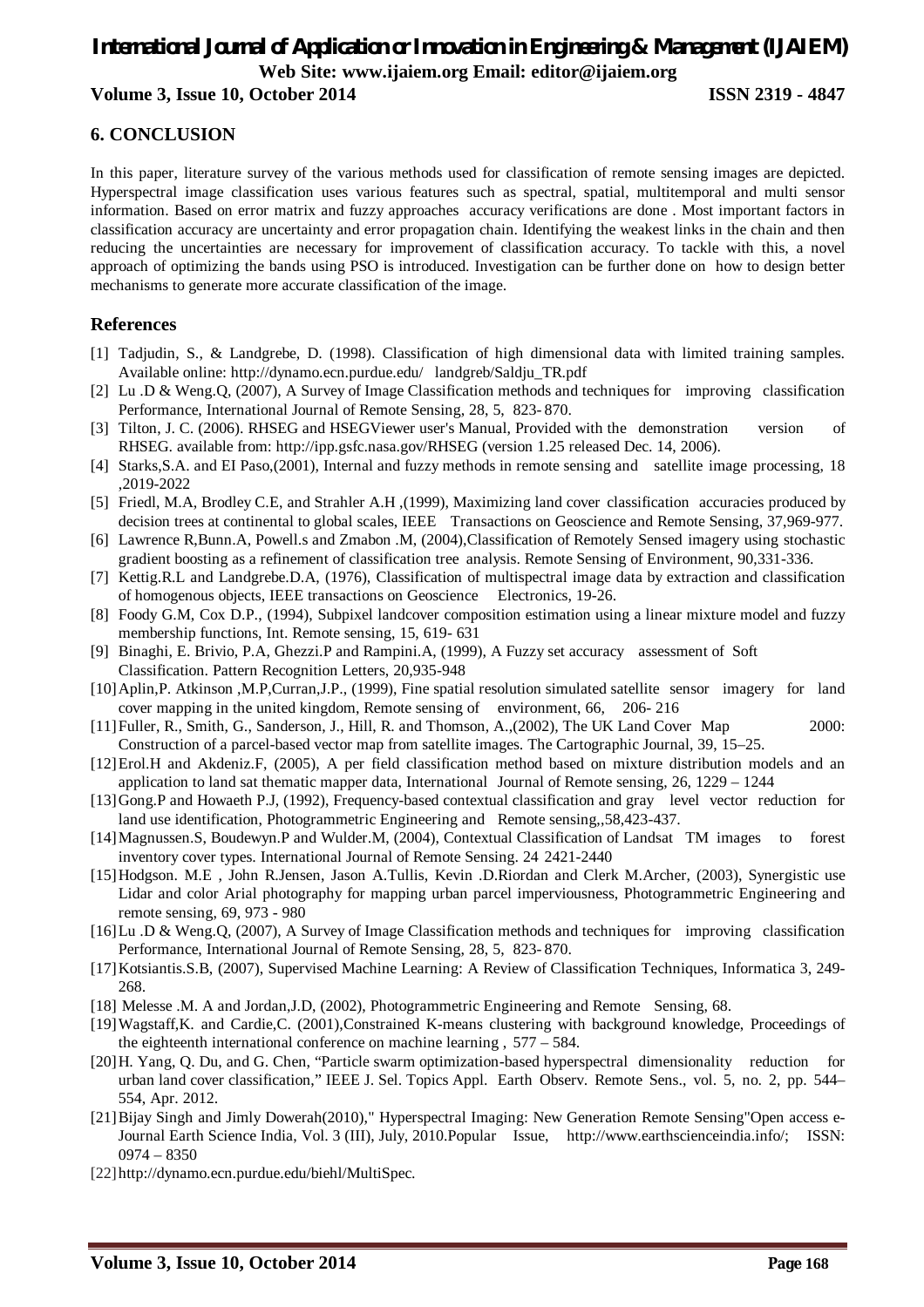## 6. CONCLUSION

In this paper, literature survey of the various methods used for classification of remote sensing images are depicted. Hyperspectral image classification uses various features such as spectral, spatial, multitemporal and multi sensor information. Based on error matrix and fuzzy approaches accuracy verifications are done . Most important factors in classification accuracy are uncertainty and error propagation chain. Identifying the weakest links in the chain and then reducing the uncertainties are necessary for improvement of classification accuracy. To tackle with this, a novel approach of optimizing the bands using PSO is introduced. Investigation can be further done on how to design better mechanisms to generate more accurate classification of the image.

## References

[1] Tadjudin, S., & Landgrebe, D. (1998). Classification of high dimensional data with limited training samples. Available online: http://dynamo.ecn.purdue.edu/ landgreb/Saldju_TR.pdf

[2] Lu .D & Weng.Q, (2007), A Survey of Image Classification methods and techniques for improving classification Performance, International Journal of Remote Sensing, 28, 5, 823- 870.

[3] Tilton, J. C. (2006). RHSEG and HSEGViewer user's Manual, Provided with the demonstration version of RHSEG. available from: http://ipp.gsfc.nasa.gov/RHSEG (version 1.25 released Dec. 14, 2006).

[4] Starks,S.A. and EI Paso,(2001), Internal and fuzzy methods in remote sensing and satellite image processing, 18 ,2019-2022

[5] Friedl, M.A, Brodley C.E, and Strahler A.H ,(1999), Maximizing land cover classification accuracies produced by decision trees at continental to global scales, IEEE Transactions on Geoscience and Remote Sensing, 37,969-977.

[6] Lawrence R,Bunn.A, Powell.s and Zmabon .M, (2004),Classification of Remotely Sensed imagery using stochastic gradient boosting as a refinement of classification tree analysis. Remote Sensing of Environment, 90,331-336.

[7] Kettig.R.L and Landgrebe.D.A, (1976), Classification of multispectral image data by extraction and classification of homogenous objects, IEEE transactions on Geoscience Electronics, 19-26.

[8] Foody G.M, Cox D.P., (1994), Subpixel landcover composition estimation using a linear mixture model and fuzzy membership functions, Int. Remote sensing, 15, 619- 631

[9] Binaghi, E. Brivio, P.A, Ghezzi.P and Rampini.A, (1999), A Fuzzy set accuracy assessment of Soft Classification. Pattern Recognition Letters, 20,935-948

[10] Aplin,P. Atkinson ,M.P,Curran,J.P., (1999), Fine spatial resolution simulated satellite sensor imagery for land cover mapping in the united kingdom, Remote sensing of environment, 66, 206- 216

[11] Fuller, R., Smith, G., Sanderson, J., Hill, R. and Thomson, A.,(2002), The UK Land Cover Map 2000: Construction of a parcel-based vector map from satellite images. The Cartographic Journal, 39, 15–25.

[12] Erol.H and Akdeniz.F, (2005), A per field classification method based on mixture distribution models and an application to land sat thematic mapper data, International Journal of Remote sensing, 26, 1229 – 1244

[13] Gong.P and Howaeth P.J, (1992), Frequency-based contextual classification and gray level vector reduction for land use identification, Photogrammetric Engineering and Remote sensing,,58,423-437.

[14] Magnussen.S, Boudewyn.P and Wulder.M, (2004), Contextual Classification of Landsat TM images to forest inventory cover types. International Journal of Remote Sensing. 24 2421-2440

[15] Hodgson. M.E , John R.Jensen, Jason A.Tullis, Kevin .D.Riordan and Clerk M.Archer, (2003), Synergistic use Lidar and color Arial photography for mapping urban parcel imperviousness, Photogrammetric Engineering and remote sensing, 69, 973 - 980

[16] Lu .D & Weng.Q, (2007), A Survey of Image Classification methods and techniques for improving classification Performance, International Journal of Remote Sensing, 28, 5, 823- 870.

[17] Kotsiantis.S.B, (2007), Supervised Machine Learning: A Review of Classification Techniques, Informatica 3, 249-268.

[18] Melesse .M. A and Jordan,J.D, (2002), Photogrammetric Engineering and Remote Sensing, 68.

[19] Wagstaff,K. and Cardie,C. (2001),Constrained K-means clustering with background knowledge, Proceedings of the eighteenth international conference on machine learning , 577 – 584.

[20] H. Yang, Q. Du, and G. Chen, "Particle swarm optimization-based hyperspectral dimensionality reduction for urban land cover classification," IEEE J. Sel. Topics Appl. Earth Observ. Remote Sens., vol. 5, no. 2, pp. 544–554, Apr. 2012.

[21] Bijay Singh and Jimly Dowerah(2010)," Hyperspectral Imaging: New Generation Remote Sensing"Open access e-Journal Earth Science India, Vol. 3 (III), July, 2010.Popular Issue, http://www.earthscienceindia.info/; ISSN: 0974 – 8350

[22] http://dynamo.ecn.purdue.edu/biehl/MultiSpec.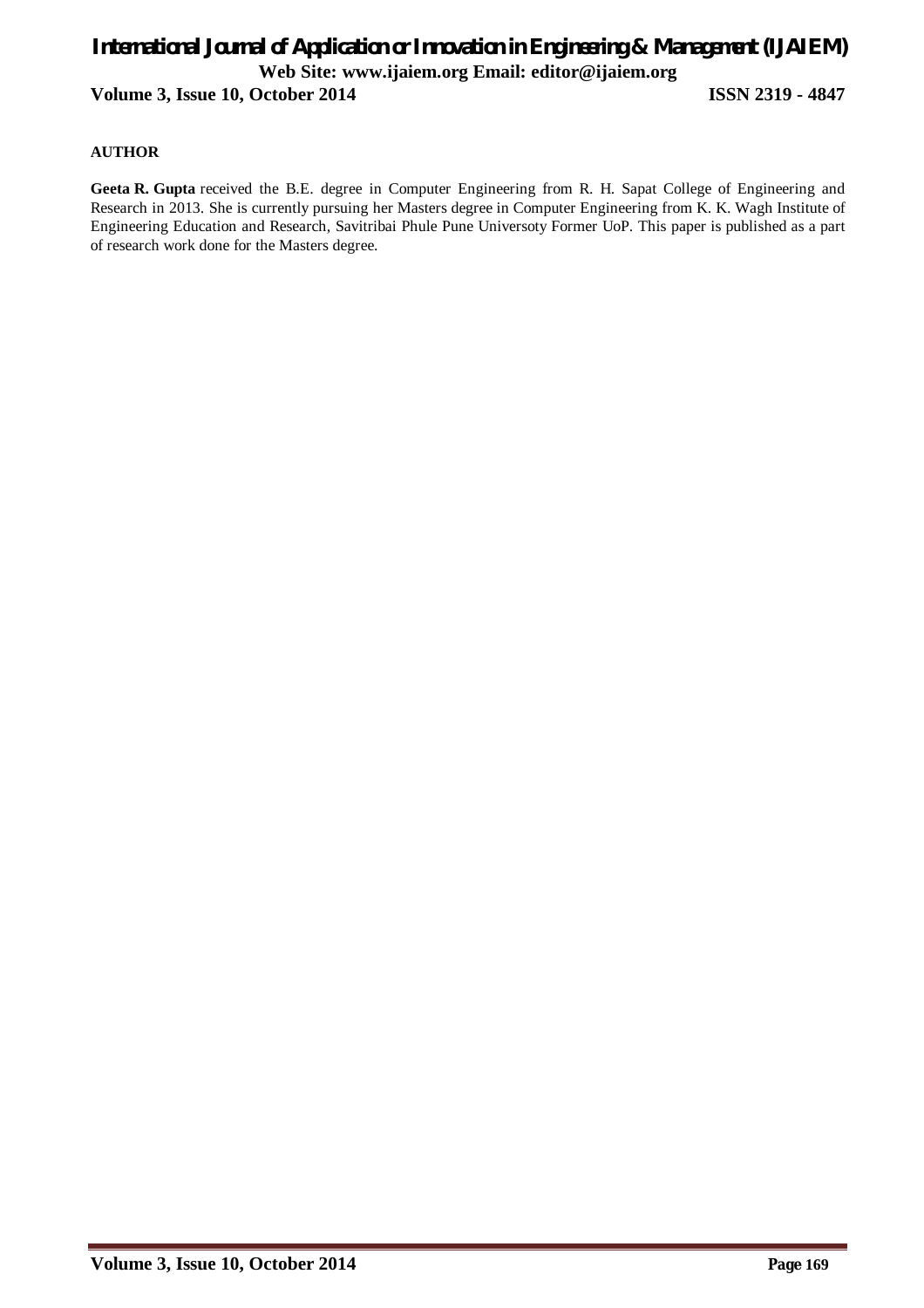## AUTHOR

**Geeta R. Gupta** received the B.E. degree in Computer Engineering from R. H. Sapat College of Engineering and Research in 2013. She is currently pursuing her Masters degree in Computer Engineering from K. K. Wagh Institute of Engineering Education and Research, Savitribai Phule Pune Universoty Former UoP. This paper is published as a part of research work done for the Masters degree.